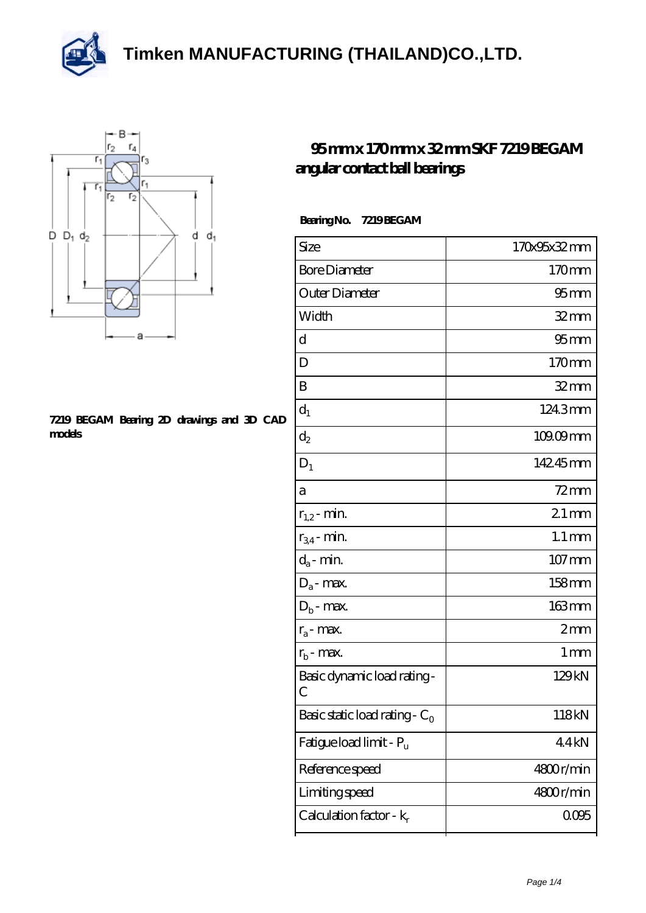# Timken MANUFACTURING (THAILAND)CO.,LTD.

## 95 mm x 170 mm x 32 mm SKF 7219 BEGAM angular contact ball bearings

7219 BEGAM Bearing 2D drawings and 3D CAD models

**Bearing No. 7219 BEGAM**

| Size | 170x95x32 mm |
|---|---|
| Bore Diameter | 170 mm |
| Outer Diameter | 95 mm |
| Width | 32 mm |
| d | 95 mm |
| D | 170 mm |
| B | 32 mm |
| $d_1$ | 124.3 mm |
| $d_2$ | 109.09 mm |
| $D_1$ | 142.45 mm |
| a | 72 mm |
| $r_{1,2}$ - min. | 2.1 mm |
| $r_{3,4}$ - min. | 1.1 mm |
| $d_a$ - min. | 107 mm |
| $D_a$ - max. | 158 mm |
| $D_b$ - max. | 163 mm |
| $r_a$ - max. | 2 mm |
| $r_b$ - max. | 1 mm |
| Basic dynamic load rating - C | 129 kN |
| Basic static load rating - $C_0$ | 118 kN |
| Fatigue load limit - $P_u$ | 4.4 kN |
| Reference speed | 4800 r/min |
| Limiting speed | 4800 r/min |
| Calculation factor - $k_r$ | 0.095 |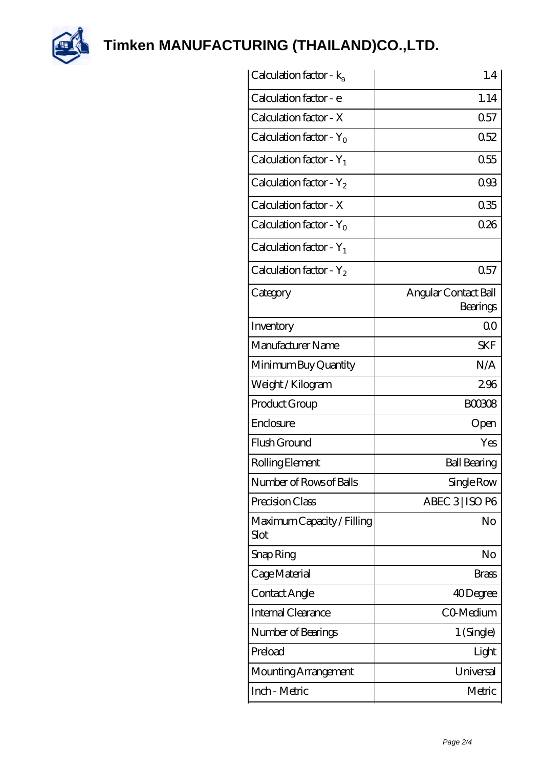# Timken MANUFACTURING (THAILAND)CO.,LTD.

| | |
|---|---|
| Calculation factor - $k_a$ | 1.4 |
| Calculation factor - e | 1.14 |
| Calculation factor - X | 0.57 |
| Calculation factor - $Y_0$ | 0.52 |
| Calculation factor - $Y_1$ | 0.55 |
| Calculation factor - $Y_2$ | 0.93 |
| Calculation factor - X | 0.35 |
| Calculation factor - $Y_0$ | 0.26 |
| Calculation factor - $Y_1$ | |
| Calculation factor - $Y_2$ | 0.57 |
| Category | Angular Contact Ball Bearings |
| Inventory | 0.0 |
| Manufacturer Name | SKF |
| Minimum Buy Quantity | N/A |
| Weight / Kilogram | 2.96 |
| Product Group | B00308 |
| Enclosure | Open |
| Flush Ground | Yes |
| Rolling Element | Ball Bearing |
| Number of Rows of Balls | Single Row |
| Precision Class | ABEC 3 \| ISO P6 |
| Maximum Capacity / Filling Slot | No |
| Snap Ring | No |
| Cage Material | Brass |
| Contact Angle | 40 Degree |
| Internal Clearance | C0-Medium |
| Number of Bearings | 1 (Single) |
| Preload | Light |
| Mounting Arrangement | Universal |
| Inch - Metric | Metric |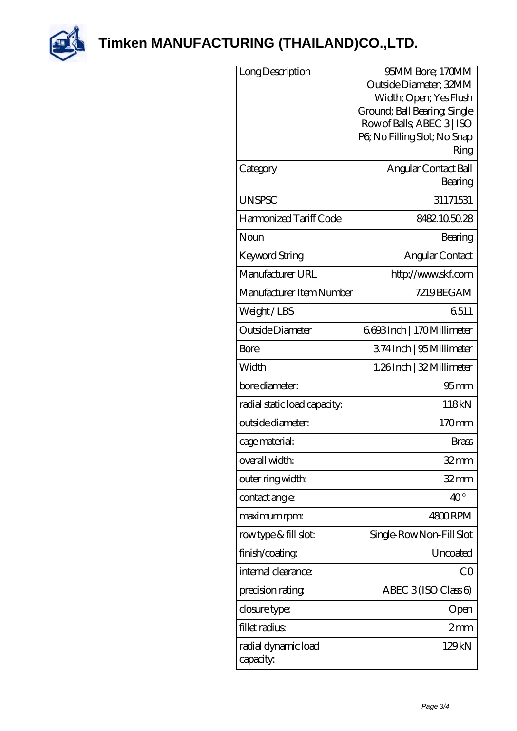# Timken MANUFACTURING (THAILAND)CO.,LTD.

| | |
|---|---|
| Long Description | 95MM Bore; 170MM Outside Diameter; 32MM Width; Open; Yes Flush Ground; Ball Bearing; Single Row of Balls; ABEC 3 \| ISO P6; No Filling Slot; No Snap Ring |
| Category | Angular Contact Ball Bearing |
| UNSPSC | 31171531 |
| Harmonized Tariff Code | 8482.10.50.28 |
| Noun | Bearing |
| Keyword String | Angular Contact |
| Manufacturer URL | http://www.skf.com |
| Manufacturer Item Number | 7219 BEGAM |
| Weight / LBS | 6.511 |
| Outside Diameter | 6.693 Inch \| 170 Millimeter |
| Bore | 3.74 Inch \| 95 Millimeter |
| Width | 1.26 Inch \| 32 Millimeter |
| bore diameter: | 95 mm |
| radial static load capacity: | 118 kN |
| outside diameter: | 170 mm |
| cage material: | Brass |
| overall width: | 32 mm |
| outer ring width: | 32 mm |
| contact angle: | 40 ° |
| maximum rpm: | 4800 RPM |
| row type & fill slot: | Single-Row Non-Fill Slot |
| finish/coating: | Uncoated |
| internal clearance: | C0 |
| precision rating: | ABEC 3 (ISO Class 6) |
| closure type: | Open |
| fillet radius: | 2 mm |
| radial dynamic load capacity: | 129 kN |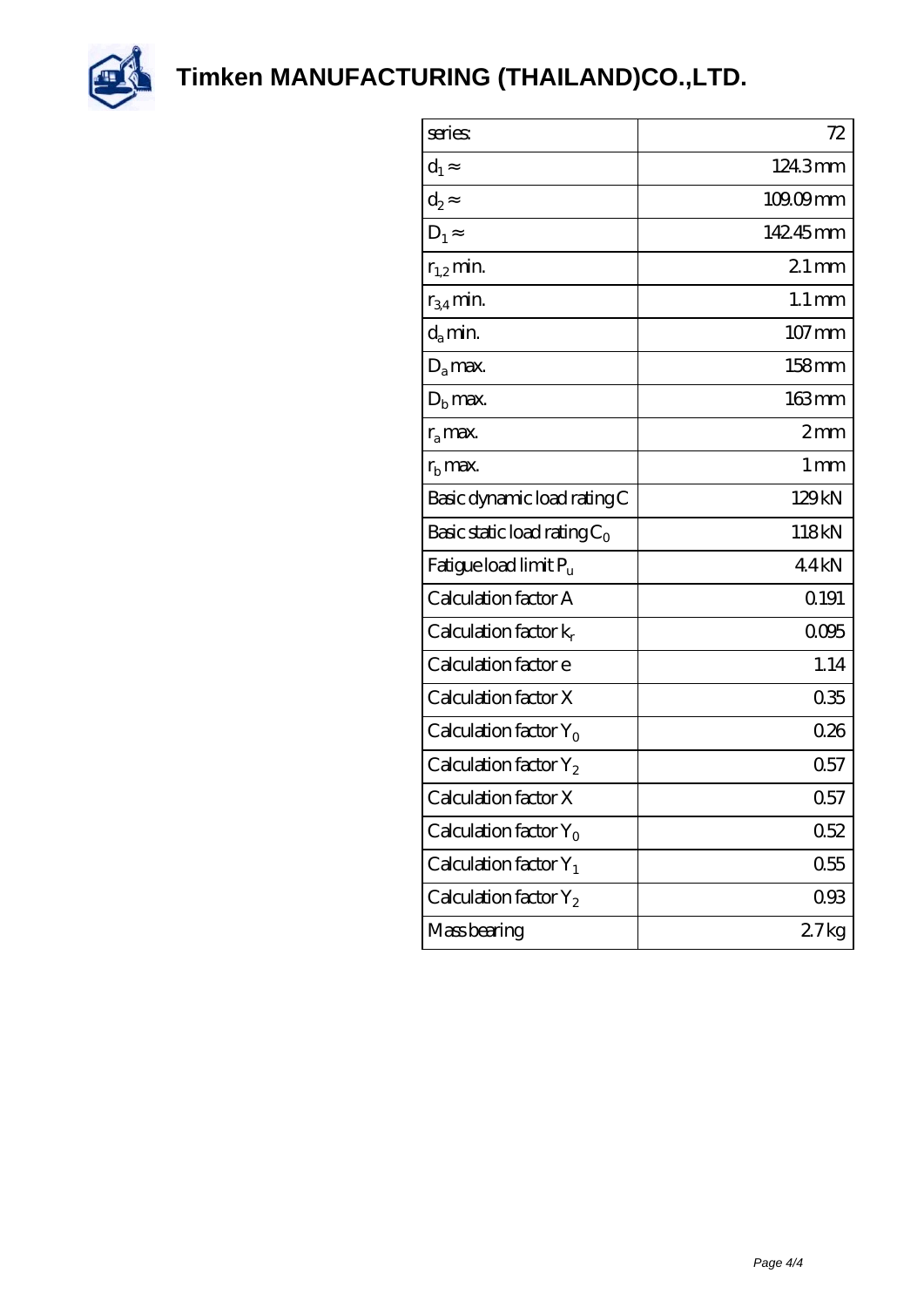# Timken MANUFACTURING (THAILAND)CO.,LTD.

| | |
|---|---|
| series: | 72 |
| $d_1 \approx$ | 124.3 mm |
| $d_2 \approx$ | 109.09 mm |
| $D_1 \approx$ | 142.45 mm |
| $r_{1,2}$ min. | 2.1 mm |
| $r_{3,4}$ min. | 1.1 mm |
| $d_a$ min. | 107 mm |
| $D_a$ max. | 158 mm |
| $D_b$ max. | 163 mm |
| $r_a$ max. | 2 mm |
| $r_b$ max. | 1 mm |
| Basic dynamic load rating C | 129 kN |
| Basic static load rating $C_0$ | 118 kN |
| Fatigue load limit $P_u$ | 4.4 kN |
| Calculation factor A | 0.191 |
| Calculation factor $k_r$ | 0.095 |
| Calculation factor e | 1.14 |
| Calculation factor X | 0.35 |
| Calculation factor $Y_0$ | 0.26 |
| Calculation factor $Y_2$ | 0.57 |
| Calculation factor X | 0.57 |
| Calculation factor $Y_0$ | 0.52 |
| Calculation factor $Y_1$ | 0.55 |
| Calculation factor $Y_2$ | 0.93 |
| Mass bearing | 2.7 kg |